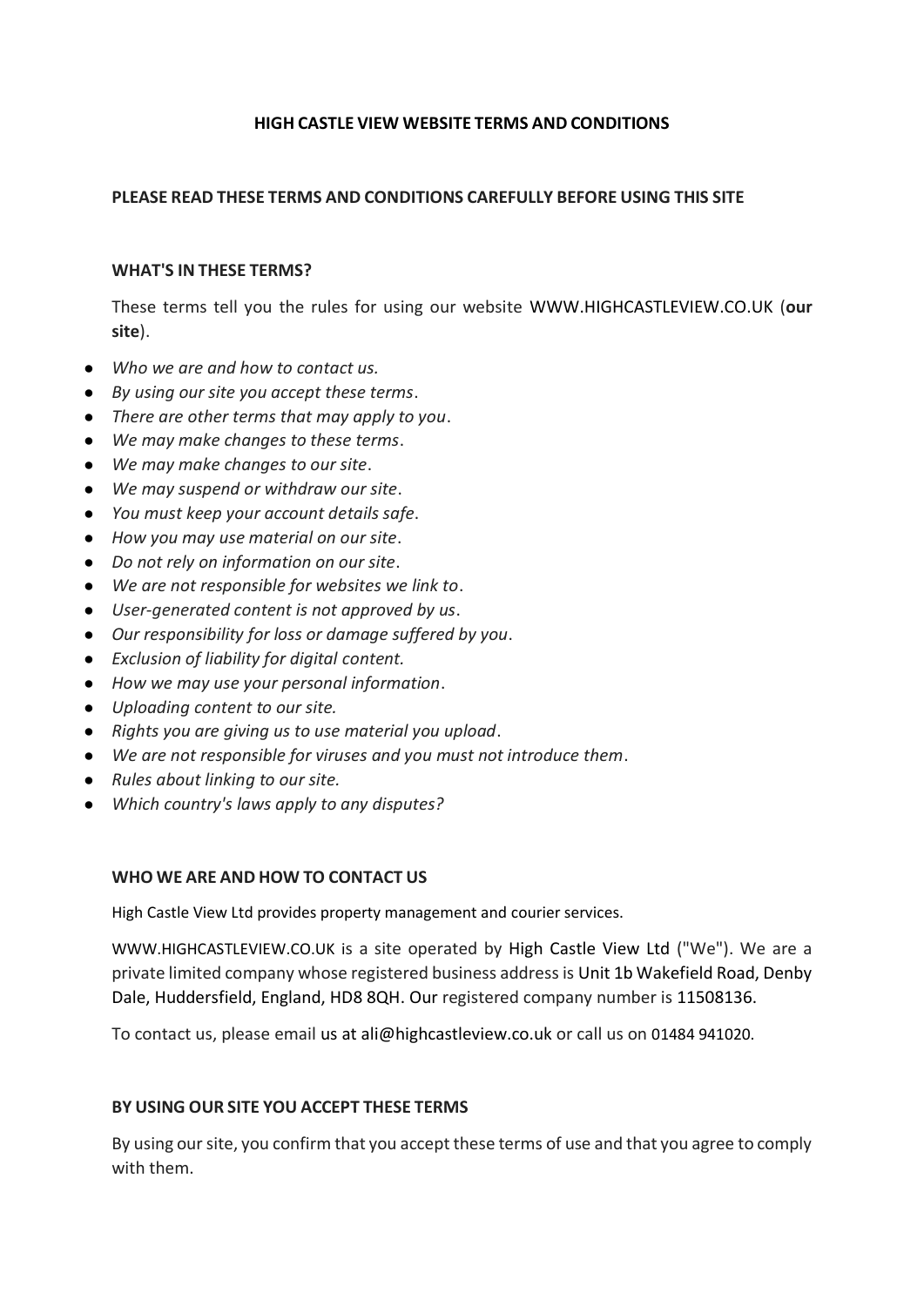# HIGH CASTLE VIEW WEBSITE TERMS AND CONDITIONS

## PLEASE READ THESE TERMS AND CONDITIONS CAREFULLY BEFORE USING THIS SITE

### WHAT'S IN THESE TERMS?

These terms tell you the rules for using our website WWW.HIGHCASTLEVIEW.CO.UK (**our site**).

- *Who we are and how to contact us.*
- *By using our site you accept these terms*.
- *There are other terms that may apply to you*.
- *We may make changes to these terms*.
- *We may make changes to our site*.
- *We may suspend or withdraw our site*.
- *You must keep your account details safe*.
- *How you may use material on our site*.
- *Do not rely on information on our site*.
- *We are not responsible for websites we link to*.
- *User-generated content is not approved by us*.
- *Our responsibility for loss or damage suffered by you*.
- *Exclusion of liability for digital content.*
- *How we may use your personal information*.
- *Uploading content to our site.*
- *Rights you are giving us to use material you upload*.
- *We are not responsible for viruses and you must not introduce them*.
- *Rules about linking to our site.*
- *Which country's laws apply to any disputes?*

### WHO WE ARE AND HOW TO CONTACT US

High Castle View Ltd provides property management and courier services.

WWW.HIGHCASTLEVIEW.CO.UK is a site operated by High Castle View Ltd ("We"). We are a private limited company whose registered business address is Unit 1b Wakefield Road, Denby Dale, Huddersfield, England, HD8 8QH. Our registered company number is 11508136.

To contact us, please email us at ali@highcastleview.co.uk or call us on 01484 941020.

### BY USING OUR SITE YOU ACCEPT THESE TERMS

By using our site, you confirm that you accept these terms of use and that you agree to comply with them.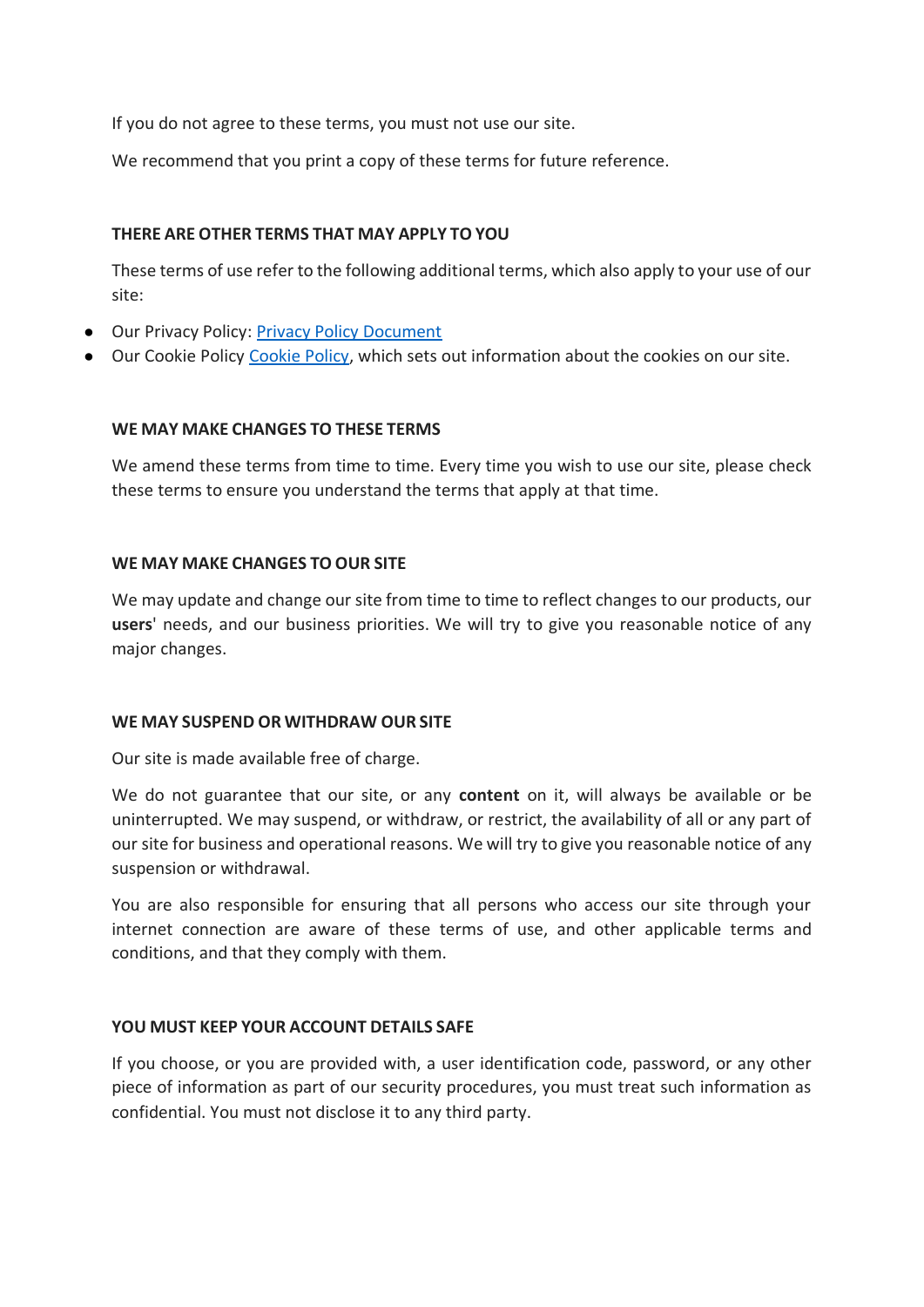If you do not agree to these terms, you must not use our site.

We recommend that you print a copy of these terms for future reference.

**THERE ARE OTHER TERMS THAT MAY APPLY TO YOU**

These terms of use refer to the following additional terms, which also apply to your use of our site:

- Our Privacy Policy: Privacy Policy Document
- Our Cookie Policy Cookie Policy, which sets out information about the cookies on our site.

**WE MAY MAKE CHANGES TO THESE TERMS**

We amend these terms from time to time. Every time you wish to use our site, please check these terms to ensure you understand the terms that apply at that time.

**WE MAY MAKE CHANGES TO OUR SITE**

We may update and change our site from time to time to reflect changes to our products, our **users**' needs, and our business priorities. We will try to give you reasonable notice of any major changes.

**WE MAY SUSPEND OR WITHDRAW OUR SITE**

Our site is made available free of charge.

We do not guarantee that our site, or any **content** on it, will always be available or be uninterrupted. We may suspend, or withdraw, or restrict, the availability of all or any part of our site for business and operational reasons. We will try to give you reasonable notice of any suspension or withdrawal.

You are also responsible for ensuring that all persons who access our site through your internet connection are aware of these terms of use, and other applicable terms and conditions, and that they comply with them.

**YOU MUST KEEP YOUR ACCOUNT DETAILS SAFE**

If you choose, or you are provided with, a user identification code, password, or any other piece of information as part of our security procedures, you must treat such information as confidential. You must not disclose it to any third party.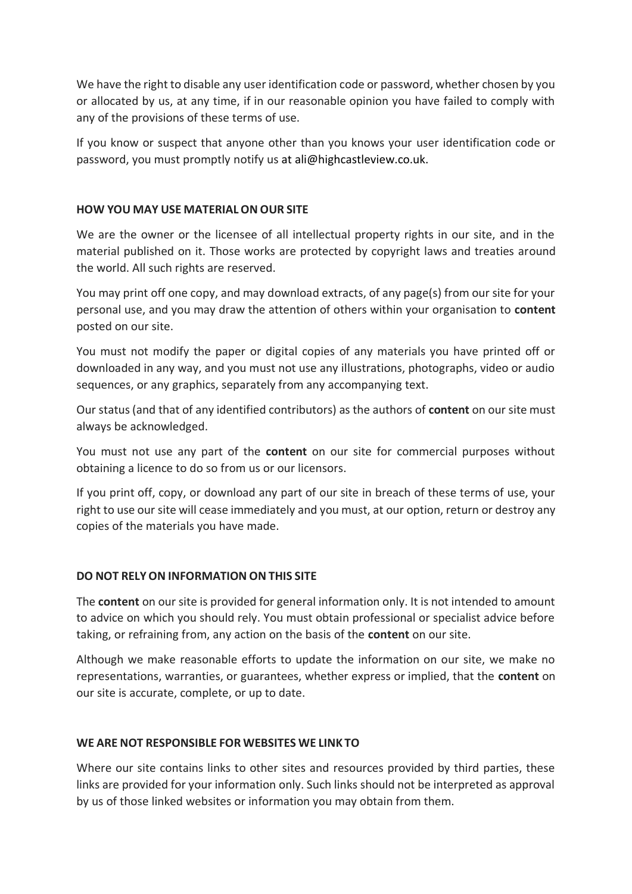We have the right to disable any user identification code or password, whether chosen by you or allocated by us, at any time, if in our reasonable opinion you have failed to comply with any of the provisions of these terms of use.

If you know or suspect that anyone other than you knows your user identification code or password, you must promptly notify us at ali@highcastleview.co.uk.

**HOW YOU MAY USE MATERIAL ON OUR SITE**

We are the owner or the licensee of all intellectual property rights in our site, and in the material published on it. Those works are protected by copyright laws and treaties around the world. All such rights are reserved.

You may print off one copy, and may download extracts, of any page(s) from our site for your personal use, and you may draw the attention of others within your organisation to **content** posted on our site.

You must not modify the paper or digital copies of any materials you have printed off or downloaded in any way, and you must not use any illustrations, photographs, video or audio sequences, or any graphics, separately from any accompanying text.

Our status (and that of any identified contributors) as the authors of **content** on our site must always be acknowledged.

You must not use any part of the **content** on our site for commercial purposes without obtaining a licence to do so from us or our licensors.

If you print off, copy, or download any part of our site in breach of these terms of use, your right to use our site will cease immediately and you must, at our option, return or destroy any copies of the materials you have made.

**DO NOT RELY ON INFORMATION ON THIS SITE**

The **content** on our site is provided for general information only. It is not intended to amount to advice on which you should rely. You must obtain professional or specialist advice before taking, or refraining from, any action on the basis of the **content** on our site.

Although we make reasonable efforts to update the information on our site, we make no representations, warranties, or guarantees, whether express or implied, that the **content** on our site is accurate, complete, or up to date.

**WE ARE NOT RESPONSIBLE FOR WEBSITES WE LINK TO**

Where our site contains links to other sites and resources provided by third parties, these links are provided for your information only. Such links should not be interpreted as approval by us of those linked websites or information you may obtain from them.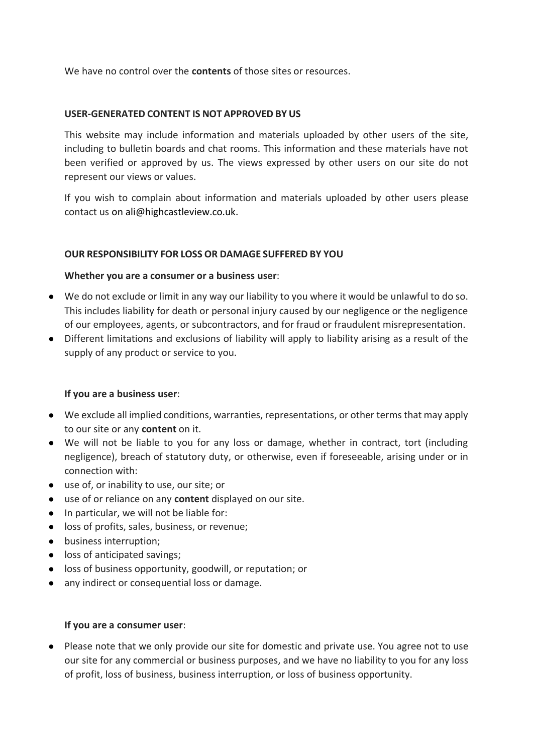We have no control over the **contents** of those sites or resources.

**USER-GENERATED CONTENT IS NOT APPROVED BY US**

This website may include information and materials uploaded by other users of the site, including to bulletin boards and chat rooms. This information and these materials have not been verified or approved by us. The views expressed by other users on our site do not represent our views or values.

If you wish to complain about information and materials uploaded by other users please contact us on ali@highcastleview.co.uk.

**OUR RESPONSIBILITY FOR LOSS OR DAMAGE SUFFERED BY YOU**

**Whether you are a consumer or a business user**:

- We do not exclude or limit in any way our liability to you where it would be unlawful to do so. This includes liability for death or personal injury caused by our negligence or the negligence of our employees, agents, or subcontractors, and for fraud or fraudulent misrepresentation.
- Different limitations and exclusions of liability will apply to liability arising as a result of the supply of any product or service to you.

**If you are a business user**:

- We exclude all implied conditions, warranties, representations, or other terms that may apply to our site or any **content** on it.
- We will not be liable to you for any loss or damage, whether in contract, tort (including negligence), breach of statutory duty, or otherwise, even if foreseeable, arising under or in connection with:
- use of, or inability to use, our site; or
- use of or reliance on any **content** displayed on our site.
- In particular, we will not be liable for:
- loss of profits, sales, business, or revenue;
- business interruption;
- loss of anticipated savings;
- loss of business opportunity, goodwill, or reputation; or
- any indirect or consequential loss or damage.

**If you are a consumer user**:

- Please note that we only provide our site for domestic and private use. You agree not to use our site for any commercial or business purposes, and we have no liability to you for any loss of profit, loss of business, business interruption, or loss of business opportunity.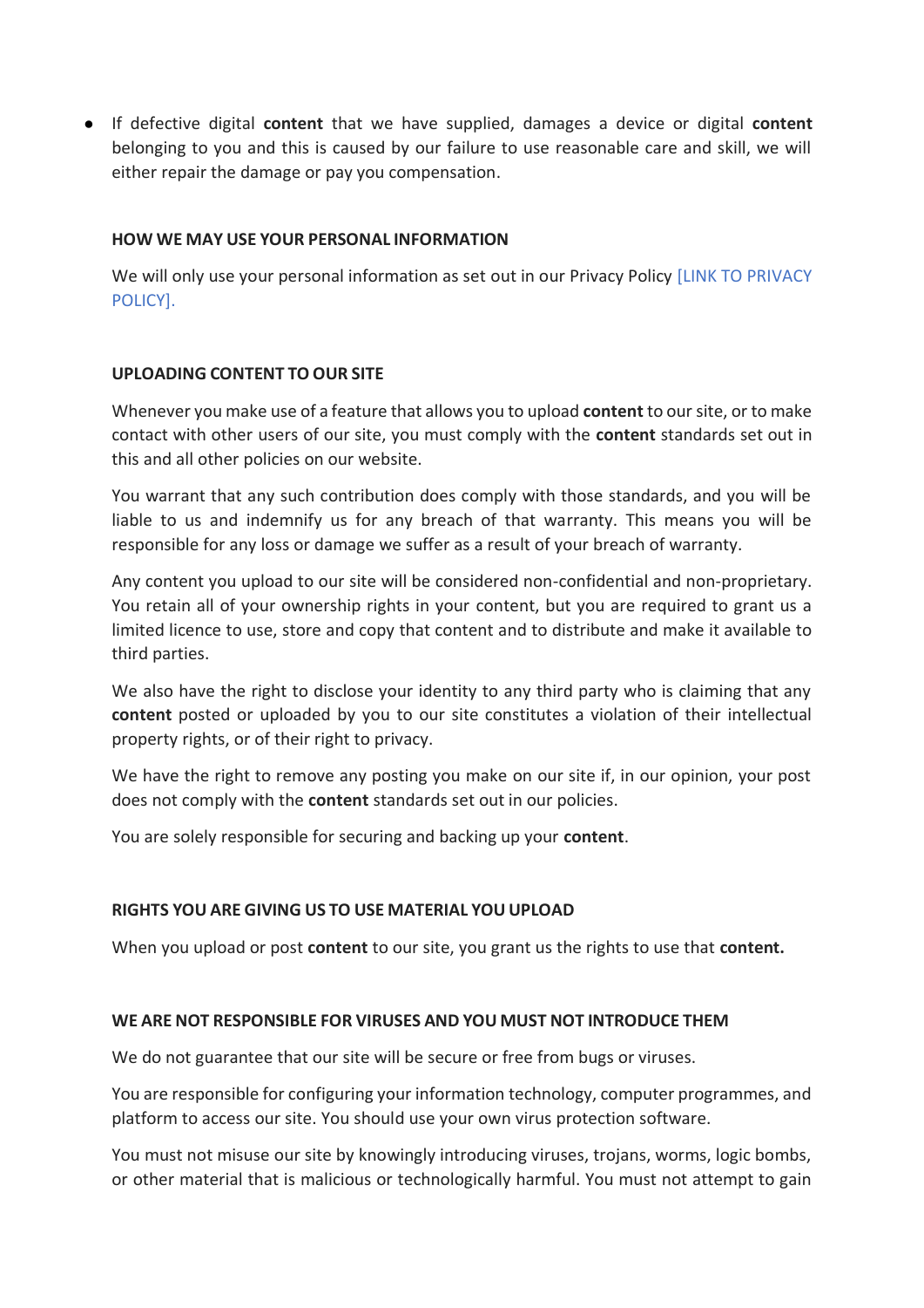- If defective digital **content** that we have supplied, damages a device or digital **content** belonging to you and this is caused by our failure to use reasonable care and skill, we will either repair the damage or pay you compensation.

**HOW WE MAY USE YOUR PERSONAL INFORMATION**

We will only use your personal information as set out in our Privacy Policy [LINK TO PRIVACY POLICY].

**UPLOADING CONTENT TO OUR SITE**

Whenever you make use of a feature that allows you to upload **content** to our site, or to make contact with other users of our site, you must comply with the **content** standards set out in this and all other policies on our website.

You warrant that any such contribution does comply with those standards, and you will be liable to us and indemnify us for any breach of that warranty. This means you will be responsible for any loss or damage we suffer as a result of your breach of warranty.

Any content you upload to our site will be considered non-confidential and non-proprietary. You retain all of your ownership rights in your content, but you are required to grant us a limited licence to use, store and copy that content and to distribute and make it available to third parties.

We also have the right to disclose your identity to any third party who is claiming that any **content** posted or uploaded by you to our site constitutes a violation of their intellectual property rights, or of their right to privacy.

We have the right to remove any posting you make on our site if, in our opinion, your post does not comply with the **content** standards set out in our policies.

You are solely responsible for securing and backing up your **content**.

**RIGHTS YOU ARE GIVING US TO USE MATERIAL YOU UPLOAD**

When you upload or post **content** to our site, you grant us the rights to use that **content.**

**WE ARE NOT RESPONSIBLE FOR VIRUSES AND YOU MUST NOT INTRODUCE THEM**

We do not guarantee that our site will be secure or free from bugs or viruses.

You are responsible for configuring your information technology, computer programmes, and platform to access our site. You should use your own virus protection software.

You must not misuse our site by knowingly introducing viruses, trojans, worms, logic bombs, or other material that is malicious or technologically harmful. You must not attempt to gain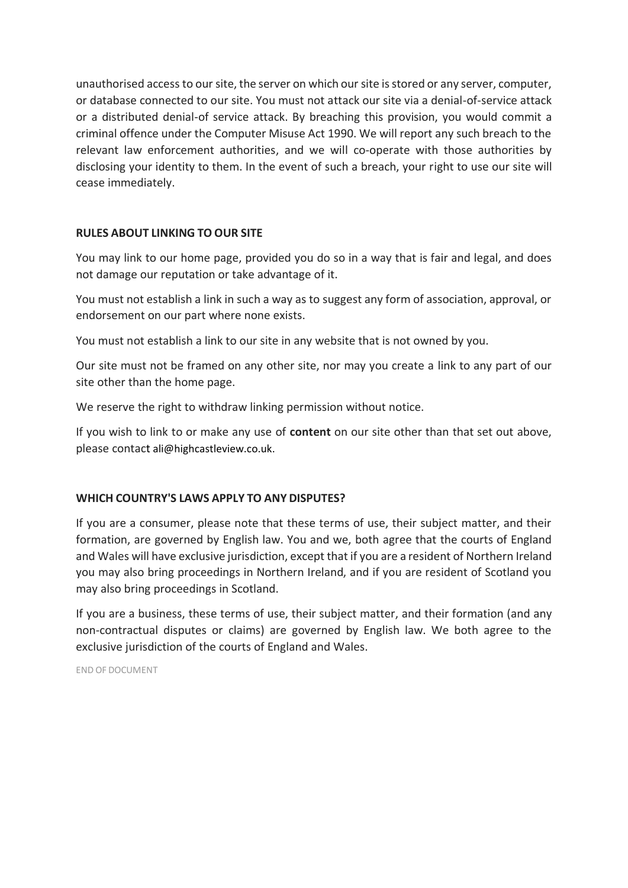unauthorised access to our site, the server on which our site is stored or any server, computer, or database connected to our site. You must not attack our site via a denial-of-service attack or a distributed denial-of service attack. By breaching this provision, you would commit a criminal offence under the Computer Misuse Act 1990. We will report any such breach to the relevant law enforcement authorities, and we will co-operate with those authorities by disclosing your identity to them. In the event of such a breach, your right to use our site will cease immediately.

**RULES ABOUT LINKING TO OUR SITE**

You may link to our home page, provided you do so in a way that is fair and legal, and does not damage our reputation or take advantage of it.

You must not establish a link in such a way as to suggest any form of association, approval, or endorsement on our part where none exists.

You must not establish a link to our site in any website that is not owned by you.

Our site must not be framed on any other site, nor may you create a link to any part of our site other than the home page.

We reserve the right to withdraw linking permission without notice.

If you wish to link to or make any use of **content** on our site other than that set out above, please contact ali@highcastleview.co.uk.

**WHICH COUNTRY'S LAWS APPLY TO ANY DISPUTES?**

If you are a consumer, please note that these terms of use, their subject matter, and their formation, are governed by English law. You and we, both agree that the courts of England and Wales will have exclusive jurisdiction, except that if you are a resident of Northern Ireland you may also bring proceedings in Northern Ireland, and if you are resident of Scotland you may also bring proceedings in Scotland.

If you are a business, these terms of use, their subject matter, and their formation (and any non-contractual disputes or claims) are governed by English law. We both agree to the exclusive jurisdiction of the courts of England and Wales.

END OF DOCUMENT